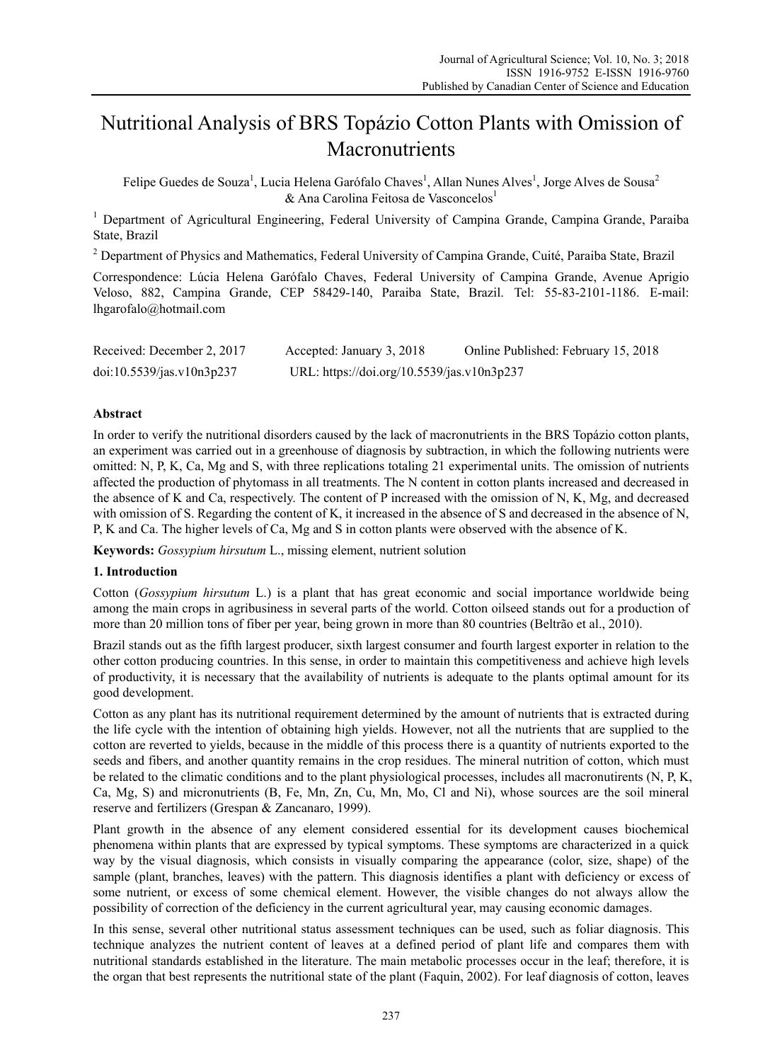# Nutritional Analysis of BRS Topázio Cotton Plants with Omission of Macronutrients

Felipe Guedes de Souza[1], Lucia Helena Garófalo Chaves[1], Allan Nunes Alves[1], Jorge Alves de Sousa[2] & Ana Carolina Feitosa de Vasconcelos[1]

[1] Department of Agricultural Engineering, Federal University of Campina Grande, Campina Grande, Paraiba State, Brazil

[2] Department of Physics and Mathematics, Federal University of Campina Grande, Cuité, Paraiba State, Brazil

Correspondence: Lúcia Helena Garófalo Chaves, Federal University of Campina Grande, Avenue Aprigio Veloso, 882, Campina Grande, CEP 58429-140, Paraiba State, Brazil. Tel: 55-83-2101-1186. E-mail: lhgarofalo@hotmail.com

Received: December 2, 2017 Accepted: January 3, 2018 Online Published: February 15, 2018

doi:10.5539/jas.v10n3p237 URL: https://doi.org/10.5539/jas.v10n3p237

## Abstract

In order to verify the nutritional disorders caused by the lack of macronutrients in the BRS Topázio cotton plants, an experiment was carried out in a greenhouse of diagnosis by subtraction, in which the following nutrients were omitted: N, P, K, Ca, Mg and S, with three replications totaling 21 experimental units. The omission of nutrients affected the production of phytomass in all treatments. The N content in cotton plants increased and decreased in the absence of K and Ca, respectively. The content of P increased with the omission of N, K, Mg, and decreased with omission of S. Regarding the content of K, it increased in the absence of S and decreased in the absence of N, P, K and Ca. The higher levels of Ca, Mg and S in cotton plants were observed with the absence of K.

**Keywords:** *Gossypium hirsutum* L., missing element, nutrient solution

## 1. Introduction

Cotton (*Gossypium hirsutum* L.) is a plant that has great economic and social importance worldwide being among the main crops in agribusiness in several parts of the world. Cotton oilseed stands out for a production of more than 20 million tons of fiber per year, being grown in more than 80 countries (Beltrão et al., 2010).

Brazil stands out as the fifth largest producer, sixth largest consumer and fourth largest exporter in relation to the other cotton producing countries. In this sense, in order to maintain this competitiveness and achieve high levels of productivity, it is necessary that the availability of nutrients is adequate to the plants optimal amount for its good development.

Cotton as any plant has its nutritional requirement determined by the amount of nutrients that is extracted during the life cycle with the intention of obtaining high yields. However, not all the nutrients that are supplied to the cotton are reverted to yields, because in the middle of this process there is a quantity of nutrients exported to the seeds and fibers, and another quantity remains in the crop residues. The mineral nutrition of cotton, which must be related to the climatic conditions and to the plant physiological processes, includes all macronutirents (N, P, K, Ca, Mg, S) and micronutrients (B, Fe, Mn, Zn, Cu, Mn, Mo, Cl and Ni), whose sources are the soil mineral reserve and fertilizers (Grespan & Zancanaro, 1999).

Plant growth in the absence of any element considered essential for its development causes biochemical phenomena within plants that are expressed by typical symptoms. These symptoms are characterized in a quick way by the visual diagnosis, which consists in visually comparing the appearance (color, size, shape) of the sample (plant, branches, leaves) with the pattern. This diagnosis identifies a plant with deficiency or excess of some nutrient, or excess of some chemical element. However, the visible changes do not always allow the possibility of correction of the deficiency in the current agricultural year, may causing economic damages.

In this sense, several other nutritional status assessment techniques can be used, such as foliar diagnosis. This technique analyzes the nutrient content of leaves at a defined period of plant life and compares them with nutritional standards established in the literature. The main metabolic processes occur in the leaf; therefore, it is the organ that best represents the nutritional state of the plant (Faquin, 2002). For leaf diagnosis of cotton, leaves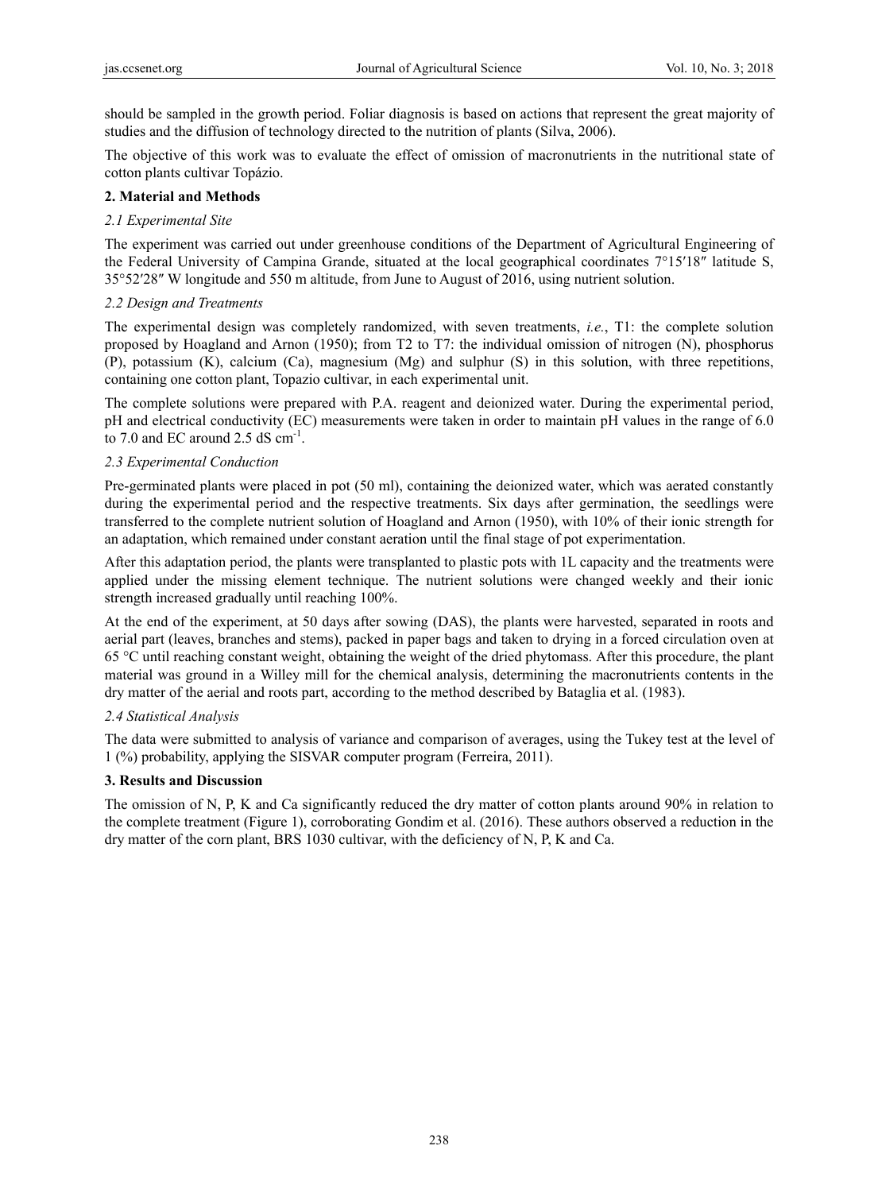should be sampled in the growth period. Foliar diagnosis is based on actions that represent the great majority of studies and the diffusion of technology directed to the nutrition of plants (Silva, 2006).

The objective of this work was to evaluate the effect of omission of macronutrients in the nutritional state of cotton plants cultivar Topázio.

## 2. Material and Methods

### *2.1 Experimental Site*

The experiment was carried out under greenhouse conditions of the Department of Agricultural Engineering of the Federal University of Campina Grande, situated at the local geographical coordinates 7°15′18″ latitude S, 35°52′28″ W longitude and 550 m altitude, from June to August of 2016, using nutrient solution.

### *2.2 Design and Treatments*

The experimental design was completely randomized, with seven treatments, *i.e.*, T1: the complete solution proposed by Hoagland and Arnon (1950); from T2 to T7: the individual omission of nitrogen (N), phosphorus (P), potassium (K), calcium (Ca), magnesium (Mg) and sulphur (S) in this solution, with three repetitions, containing one cotton plant, Topazio cultivar, in each experimental unit.

The complete solutions were prepared with P.A. reagent and deionized water. During the experimental period, pH and electrical conductivity (EC) measurements were taken in order to maintain pH values in the range of 6.0 to 7.0 and EC around 2.5 dS $cm^{-1}$.

### *2.3 Experimental Conduction*

Pre-germinated plants were placed in pot (50 ml), containing the deionized water, which was aerated constantly during the experimental period and the respective treatments. Six days after germination, the seedlings were transferred to the complete nutrient solution of Hoagland and Arnon (1950), with 10% of their ionic strength for an adaptation, which remained under constant aeration until the final stage of pot experimentation.

After this adaptation period, the plants were transplanted to plastic pots with 1L capacity and the treatments were applied under the missing element technique. The nutrient solutions were changed weekly and their ionic strength increased gradually until reaching 100%.

At the end of the experiment, at 50 days after sowing (DAS), the plants were harvested, separated in roots and aerial part (leaves, branches and stems), packed in paper bags and taken to drying in a forced circulation oven at 65 °C until reaching constant weight, obtaining the weight of the dried phytomass. After this procedure, the plant material was ground in a Willey mill for the chemical analysis, determining the macronutrients contents in the dry matter of the aerial and roots part, according to the method described by Bataglia et al. (1983).

### *2.4 Statistical Analysis*

The data were submitted to analysis of variance and comparison of averages, using the Tukey test at the level of 1 (%) probability, applying the SISVAR computer program (Ferreira, 2011).

## 3. Results and Discussion

The omission of N, P, K and Ca significantly reduced the dry matter of cotton plants around 90% in relation to the complete treatment (Figure 1), corroborating Gondim et al. (2016). These authors observed a reduction in the dry matter of the corn plant, BRS 1030 cultivar, with the deficiency of N, P, K and Ca.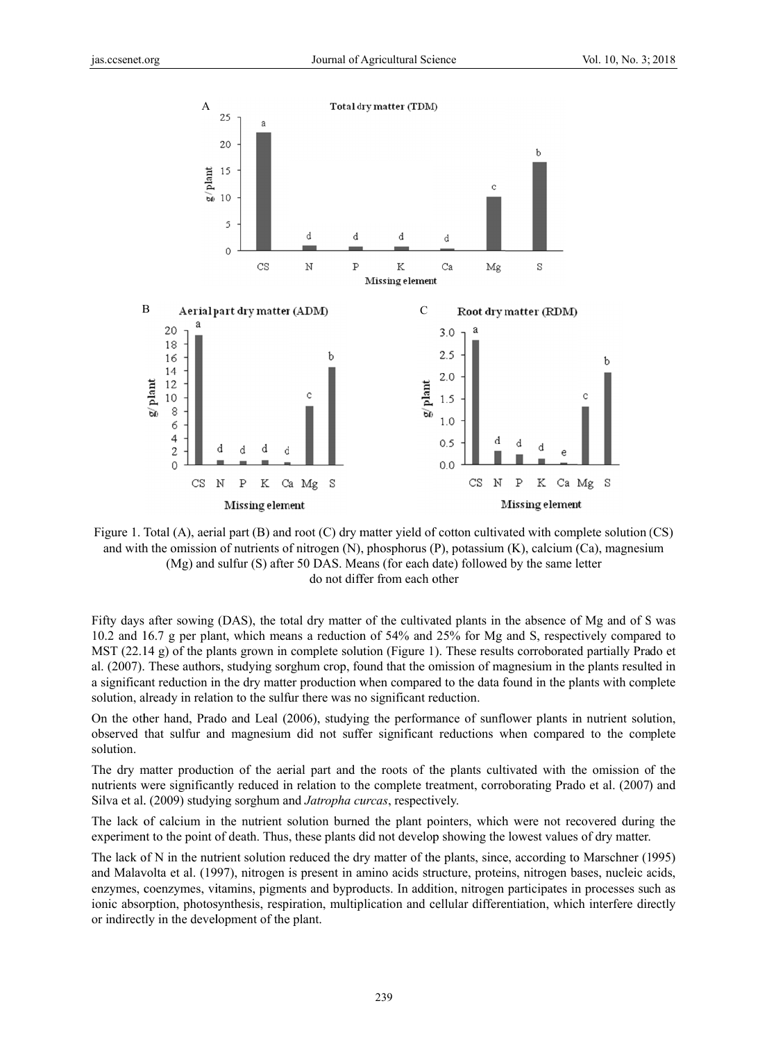Figure 1. Total (A), aerial part (B) and root (C) dry matter yield of cotton cultivated with complete solution (CS) and with the omission of nutrients of nitrogen (N), phosphorus (P), potassium (K), calcium (Ca), magnesium (Mg) and sulfur (S) after 50 DAS. Means (for each date) followed by the same letter do not differ from each other

Fifty days after sowing (DAS), the total dry matter of the cultivated plants in the absence of Mg and of S was 10.2 and 16.7 g per plant, which means a reduction of 54% and 25% for Mg and S, respectively compared to MST (22.14 g) of the plants grown in complete solution (Figure 1). These results corroborated partially Prado et al. (2007). These authors, studying sorghum crop, found that the omission of magnesium in the plants resulted in a significant reduction in the dry matter production when compared to the data found in the plants with complete solution, already in relation to the sulfur there was no significant reduction.

On the other hand, Prado and Leal (2006), studying the performance of sunflower plants in nutrient solution, observed that sulfur and magnesium did not suffer significant reductions when compared to the complete solution.

The dry matter production of the aerial part and the roots of the plants cultivated with the omission of the nutrients were significantly reduced in relation to the complete treatment, corroborating Prado et al. (2007) and Silva et al. (2009) studying sorghum and *Jatropha curcas*, respectively.

The lack of calcium in the nutrient solution burned the plant pointers, which were not recovered during the experiment to the point of death. Thus, these plants did not develop showing the lowest values of dry matter.

The lack of N in the nutrient solution reduced the dry matter of the plants, since, according to Marschner (1995) and Malavolta et al. (1997), nitrogen is present in amino acids structure, proteins, nitrogen bases, nucleic acids, enzymes, coenzymes, vitamins, pigments and byproducts. In addition, nitrogen participates in processes such as ionic absorption, photosynthesis, respiration, multiplication and cellular differentiation, which interfere directly or indirectly in the development of the plant.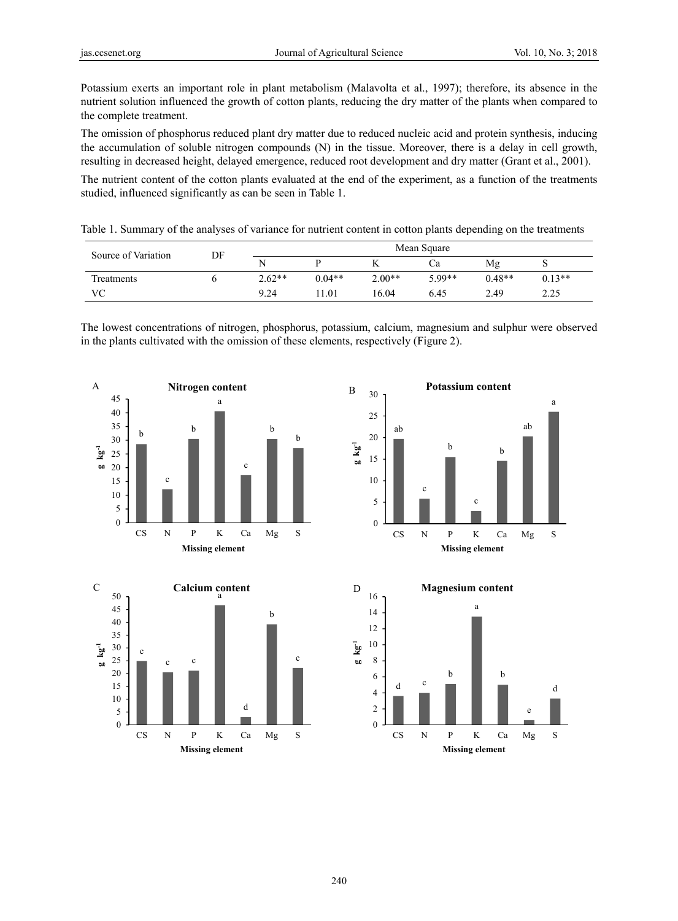Potassium exerts an important role in plant metabolism (Malavolta et al., 1997); therefore, its absence in the nutrient solution influenced the growth of cotton plants, reducing the dry matter of the plants when compared to the complete treatment.

The omission of phosphorus reduced plant dry matter due to reduced nucleic acid and protein synthesis, inducing the accumulation of soluble nitrogen compounds (N) in the tissue. Moreover, there is a delay in cell growth, resulting in decreased height, delayed emergence, reduced root development and dry matter (Grant et al., 2001).

The nutrient content of the cotton plants evaluated at the end of the experiment, as a function of the treatments studied, influenced significantly as can be seen in Table 1.

Table 1. Summary of the analyses of variance for nutrient content in cotton plants depending on the treatments

| Source of Variation | DF | Mean Square | | | | | |
|---|---|---|---|---|---|---|---|
| | | N | P | K | Ca | Mg | S |
| Treatments | 6 | 2.62** | 0.04** | 2.00** | 5.99** | 0.48** | 0.13** |
| VC | | 9.24 | 11.01 | 16.04 | 6.45 | 2.49 | 2.25 |

The lowest concentrations of nitrogen, phosphorus, potassium, calcium, magnesium and sulphur were observed in the plants cultivated with the omission of these elements, respectively (Figure 2).

A — Nitrogen content

B — Potassium content

C — Calcium content

D — Magnesium content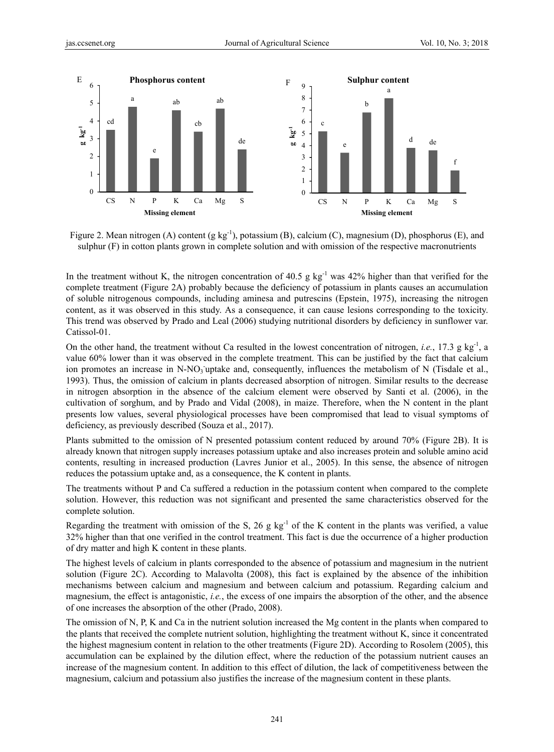Figure 2. Mean nitrogen (A) content (g $kg^{-1}$), potassium (B), calcium (C), magnesium (D), phosphorus (E), and sulphur (F) in cotton plants grown in complete solution and with omission of the respective macronutrients

In the treatment without K, the nitrogen concentration of 40.5 g $kg^{-1}$ was 42% higher than that verified for the complete treatment (Figure 2A) probably because the deficiency of potassium in plants causes an accumulation of soluble nitrogenous compounds, including aminesa and putrescins (Epstein, 1975), increasing the nitrogen content, as it was observed in this study. As a consequence, it can cause lesions corresponding to the toxicity. This trend was observed by Prado and Leal (2006) studying nutritional disorders by deficiency in sunflower var. Catissol-01.

On the other hand, the treatment without Ca resulted in the lowest concentration of nitrogen, *i.e.*, 17.3 g $kg^{-1}$, a value 60% lower than it was observed in the complete treatment. This can be justified by the fact that calcium ion promotes an increase in N-$NO_3^-$ uptake and, consequently, influences the metabolism of N (Tisdale et al., 1993). Thus, the omission of calcium in plants decreased absorption of nitrogen. Similar results to the decrease in nitrogen absorption in the absence of the calcium element were observed by Santi et al. (2006), in the cultivation of sorghum, and by Prado and Vidal (2008), in maize. Therefore, when the N content in the plant presents low values, several physiological processes have been compromised that lead to visual symptoms of deficiency, as previously described (Souza et al., 2017).

Plants submitted to the omission of N presented potassium content reduced by around 70% (Figure 2B). It is already known that nitrogen supply increases potassium uptake and also increases protein and soluble amino acid contents, resulting in increased production (Lavres Junior et al., 2005). In this sense, the absence of nitrogen reduces the potassium uptake and, as a consequence, the K content in plants.

The treatments without P and Ca suffered a reduction in the potassium content when compared to the complete solution. However, this reduction was not significant and presented the same characteristics observed for the complete solution.

Regarding the treatment with omission of the S, 26 g $kg^{-1}$ of the K content in the plants was verified, a value 32% higher than that one verified in the control treatment. This fact is due the occurrence of a higher production of dry matter and high K content in these plants.

The highest levels of calcium in plants corresponded to the absence of potassium and magnesium in the nutrient solution (Figure 2C). According to Malavolta (2008), this fact is explained by the absence of the inhibition mechanisms between calcium and magnesium and between calcium and potassium. Regarding calcium and magnesium, the effect is antagonistic, *i.e.*, the excess of one impairs the absorption of the other, and the absence of one increases the absorption of the other (Prado, 2008).

The omission of N, P, K and Ca in the nutrient solution increased the Mg content in the plants when compared to the plants that received the complete nutrient solution, highlighting the treatment without K, since it concentrated the highest magnesium content in relation to the other treatments (Figure 2D). According to Rosolem (2005), this accumulation can be explained by the dilution effect, where the reduction of the potassium nutrient causes an increase of the magnesium content. In addition to this effect of dilution, the lack of competitiveness between the magnesium, calcium and potassium also justifies the increase of the magnesium content in these plants.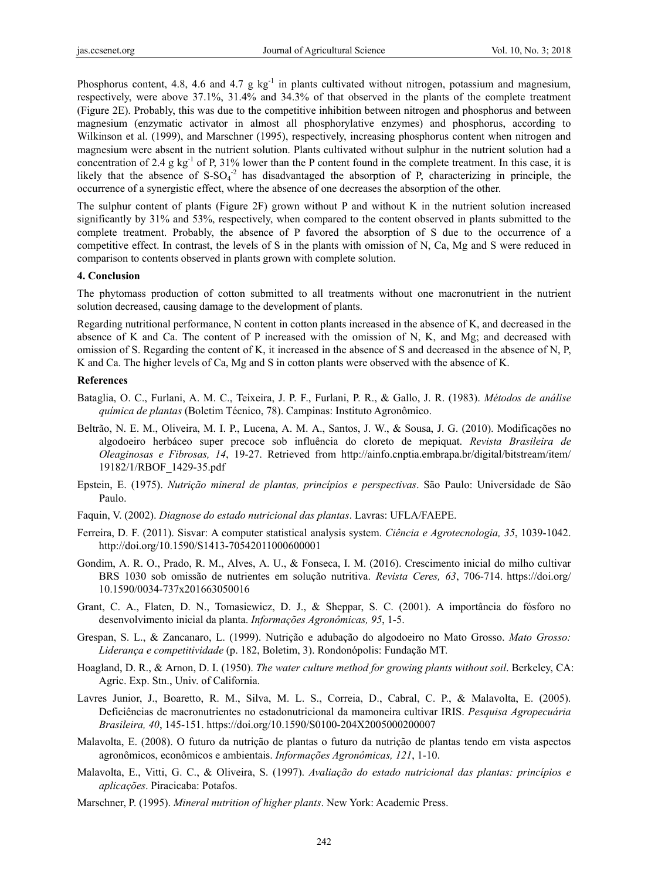Phosphorus content, 4.8, 4.6 and 4.7 g $kg^{-1}$ in plants cultivated without nitrogen, potassium and magnesium, respectively, were above 37.1%, 31.4% and 34.3% of that observed in the plants of the complete treatment (Figure 2E). Probably, this was due to the competitive inhibition between nitrogen and phosphorus and between magnesium (enzymatic activator in almost all phosphorylative enzymes) and phosphorus, according to Wilkinson et al. (1999), and Marschner (1995), respectively, increasing phosphorus content when nitrogen and magnesium were absent in the nutrient solution. Plants cultivated without sulphur in the nutrient solution had a concentration of 2.4 g $kg^{-1}$ of P, 31% lower than the P content found in the complete treatment. In this case, it is likely that the absence of S-$SO_4^{-2}$ has disadvantaged the absorption of P, characterizing in principle, the occurrence of a synergistic effect, where the absence of one decreases the absorption of the other.

The sulphur content of plants (Figure 2F) grown without P and without K in the nutrient solution increased significantly by 31% and 53%, respectively, when compared to the content observed in plants submitted to the complete treatment. Probably, the absence of P favored the absorption of S due to the occurrence of a competitive effect. In contrast, the levels of S in the plants with omission of N, Ca, Mg and S were reduced in comparison to contents observed in plants grown with complete solution.

## 4. Conclusion

The phytomass production of cotton submitted to all treatments without one macronutrient in the nutrient solution decreased, causing damage to the development of plants.

Regarding nutritional performance, N content in cotton plants increased in the absence of K, and decreased in the absence of K and Ca. The content of P increased with the omission of N, K, and Mg; and decreased with omission of S. Regarding the content of K, it increased in the absence of S and decreased in the absence of N, P, K and Ca. The higher levels of Ca, Mg and S in cotton plants were observed with the absence of K.

## References

Bataglia, O. C., Furlani, A. M. C., Teixeira, J. P. F., Furlani, P. R., & Gallo, J. R. (1983). *Métodos de análise química de plantas* (Boletim Técnico, 78). Campinas: Instituto Agronômico.

Beltrão, N. E. M., Oliveira, M. I. P., Lucena, A. M. A., Santos, J. W., & Sousa, J. G. (2010). Modificações no algodoeiro herbáceo super precoce sob influência do cloreto de mepiquat. *Revista Brasileira de Oleaginosas e Fibrosas, 14*, 19-27. Retrieved from http://ainfo.cnptia.embrapa.br/digital/bitstream/item/19182/1/RBOF_1429-35.pdf

Epstein, E. (1975). *Nutrição mineral de plantas, princípios e perspectivas*. São Paulo: Universidade de São Paulo.

Faquin, V. (2002). *Diagnose do estado nutricional das plantas*. Lavras: UFLA/FAEPE.

Ferreira, D. F. (2011). Sisvar: A computer statistical analysis system. *Ciência e Agrotecnologia, 35*, 1039-1042. http://doi.org/10.1590/S1413-70542011000600001

Gondim, A. R. O., Prado, R. M., Alves, A. U., & Fonseca, I. M. (2016). Crescimento inicial do milho cultivar BRS 1030 sob omissão de nutrientes em solução nutritiva. *Revista Ceres, 63*, 706-714. https://doi.org/10.1590/0034-737x201663050016

Grant, C. A., Flaten, D. N., Tomasiewicz, D. J., & Sheppar, S. C. (2001). A importância do fósforo no desenvolvimento inicial da planta. *Informações Agronômicas, 95*, 1-5.

Grespan, S. L., & Zancanaro, L. (1999). Nutrição e adubação do algodoeiro no Mato Grosso. *Mato Grosso: Liderança e competitividade* (p. 182, Boletim, 3). Rondonópolis: Fundação MT.

Hoagland, D. R., & Arnon, D. I. (1950). *The water culture method for growing plants without soil*. Berkeley, CA: Agric. Exp. Stn., Univ. of California.

Lavres Junior, J., Boaretto, R. M., Silva, M. L. S., Correia, D., Cabral, C. P., & Malavolta, E. (2005). Deficiências de macronutrientes no estadonutricional da mamoneira cultivar IRIS. *Pesquisa Agropecuária Brasileira, 40*, 145-151. https://doi.org/10.1590/S0100-204X2005000200007

Malavolta, E. (2008). O futuro da nutrição de plantas o futuro da nutrição de plantas tendo em vista aspectos agronômicos, econômicos e ambientais. *Informações Agronômicas, 121*, 1-10.

Malavolta, E., Vitti, G. C., & Oliveira, S. (1997). *Avaliação do estado nutricional das plantas: princípios e aplicações*. Piracicaba: Potafos.

Marschner, P. (1995). *Mineral nutrition of higher plants*. New York: Academic Press.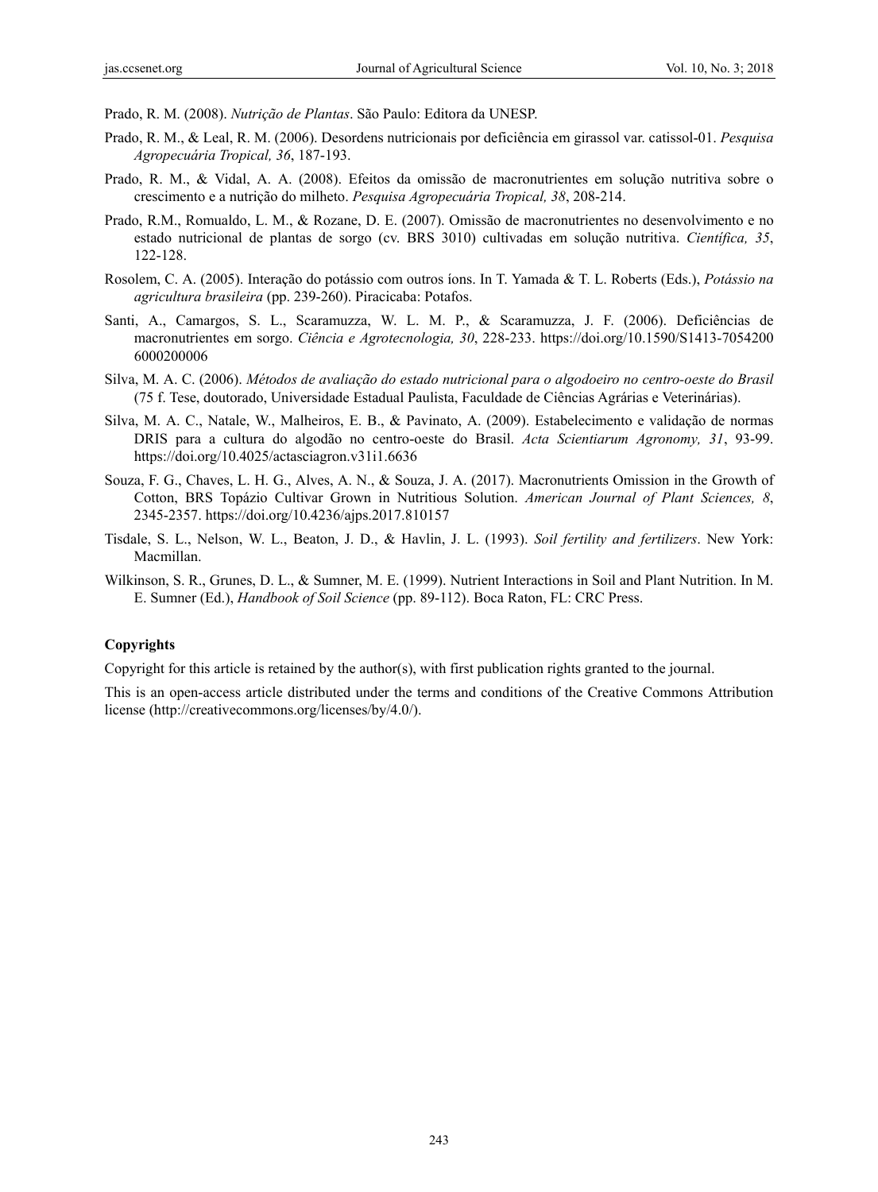Prado, R. M. (2008). *Nutrição de Plantas*. São Paulo: Editora da UNESP.

Prado, R. M., & Leal, R. M. (2006). Desordens nutricionais por deficiência em girassol var. catissol-01. *Pesquisa Agropecuária Tropical, 36*, 187-193.

Prado, R. M., & Vidal, A. A. (2008). Efeitos da omissão de macronutrientes em solução nutritiva sobre o crescimento e a nutrição do milheto. *Pesquisa Agropecuária Tropical, 38*, 208-214.

Prado, R.M., Romualdo, L. M., & Rozane, D. E. (2007). Omissão de macronutrientes no desenvolvimento e no estado nutricional de plantas de sorgo (cv. BRS 3010) cultivadas em solução nutritiva. *Científica, 35*, 122-128.

Rosolem, C. A. (2005). Interação do potássio com outros íons. In T. Yamada & T. L. Roberts (Eds.), *Potássio na agricultura brasileira* (pp. 239-260). Piracicaba: Potafos.

Santi, A., Camargos, S. L., Scaramuzza, W. L. M. P., & Scaramuzza, J. F. (2006). Deficiências de macronutrientes em sorgo. *Ciência e Agrotecnologia, 30*, 228-233. https://doi.org/10.1590/S1413-70542006000200006

Silva, M. A. C. (2006). *Métodos de avaliação do estado nutricional para o algodoeiro no centro-oeste do Brasil* (75 f. Tese, doutorado, Universidade Estadual Paulista, Faculdade de Ciências Agrárias e Veterinárias).

Silva, M. A. C., Natale, W., Malheiros, E. B., & Pavinato, A. (2009). Estabelecimento e validação de normas DRIS para a cultura do algodão no centro-oeste do Brasil. *Acta Scientiarum Agronomy, 31*, 93-99. https://doi.org/10.4025/actasciagron.v31i1.6636

Souza, F. G., Chaves, L. H. G., Alves, A. N., & Souza, J. A. (2017). Macronutrients Omission in the Growth of Cotton, BRS Topázio Cultivar Grown in Nutritious Solution. *American Journal of Plant Sciences, 8*, 2345-2357. https://doi.org/10.4236/ajps.2017.810157

Tisdale, S. L., Nelson, W. L., Beaton, J. D., & Havlin, J. L. (1993). *Soil fertility and fertilizers*. New York: Macmillan.

Wilkinson, S. R., Grunes, D. L., & Sumner, M. E. (1999). Nutrient Interactions in Soil and Plant Nutrition. In M. E. Sumner (Ed.), *Handbook of Soil Science* (pp. 89-112). Boca Raton, FL: CRC Press.

**Copyrights**

Copyright for this article is retained by the author(s), with first publication rights granted to the journal.

This is an open-access article distributed under the terms and conditions of the Creative Commons Attribution license (http://creativecommons.org/licenses/by/4.0/).